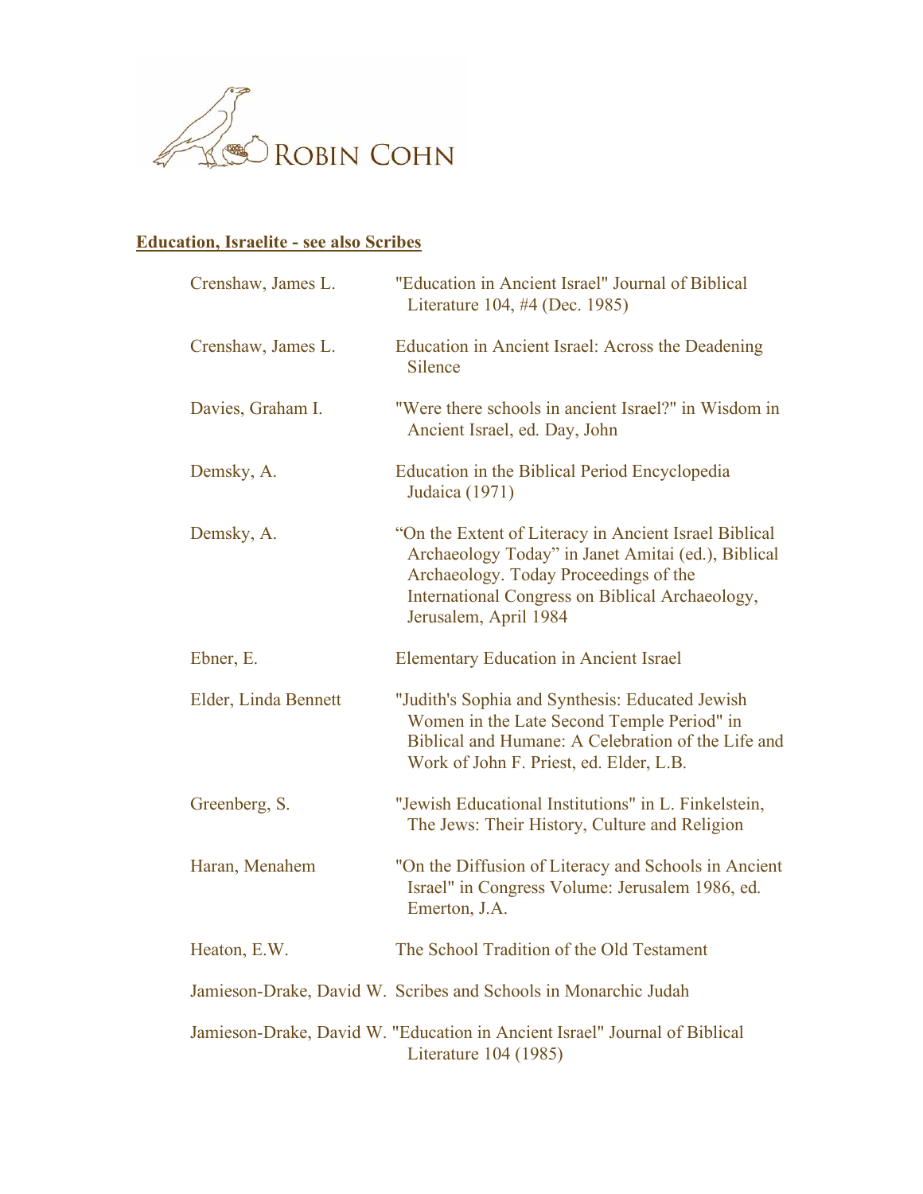ROBIN COHN

## Education, Israelite - see also Scribes

| | |
|---|---|
| Crenshaw, James L. | "Education in Ancient Israel" Journal of Biblical Literature 104, #4 (Dec. 1985) |
| Crenshaw, James L. | Education in Ancient Israel: Across the Deadening Silence |
| Davies, Graham I. | "Were there schools in ancient Israel?" in Wisdom in Ancient Israel, ed. Day, John |
| Demsky, A. | Education in the Biblical Period Encyclopedia Judaica (1971) |
| Demsky, A. | "On the Extent of Literacy in Ancient Israel Biblical Archaeology Today" in Janet Amitai (ed.), Biblical Archaeology. Today Proceedings of the International Congress on Biblical Archaeology, Jerusalem, April 1984 |
| Ebner, E. | Elementary Education in Ancient Israel |
| Elder, Linda Bennett | "Judith's Sophia and Synthesis: Educated Jewish Women in the Late Second Temple Period" in Biblical and Humane: A Celebration of the Life and Work of John F. Priest, ed. Elder, L.B. |
| Greenberg, S. | "Jewish Educational Institutions" in L. Finkelstein, The Jews: Their History, Culture and Religion |
| Haran, Menahem | "On the Diffusion of Literacy and Schools in Ancient Israel" in Congress Volume: Jerusalem 1986, ed. Emerton, J.A. |
| Heaton, E.W. | The School Tradition of the Old Testament |
| Jamieson-Drake, David W. | Scribes and Schools in Monarchic Judah |
| Jamieson-Drake, David W. | "Education in Ancient Israel" Journal of Biblical Literature 104 (1985) |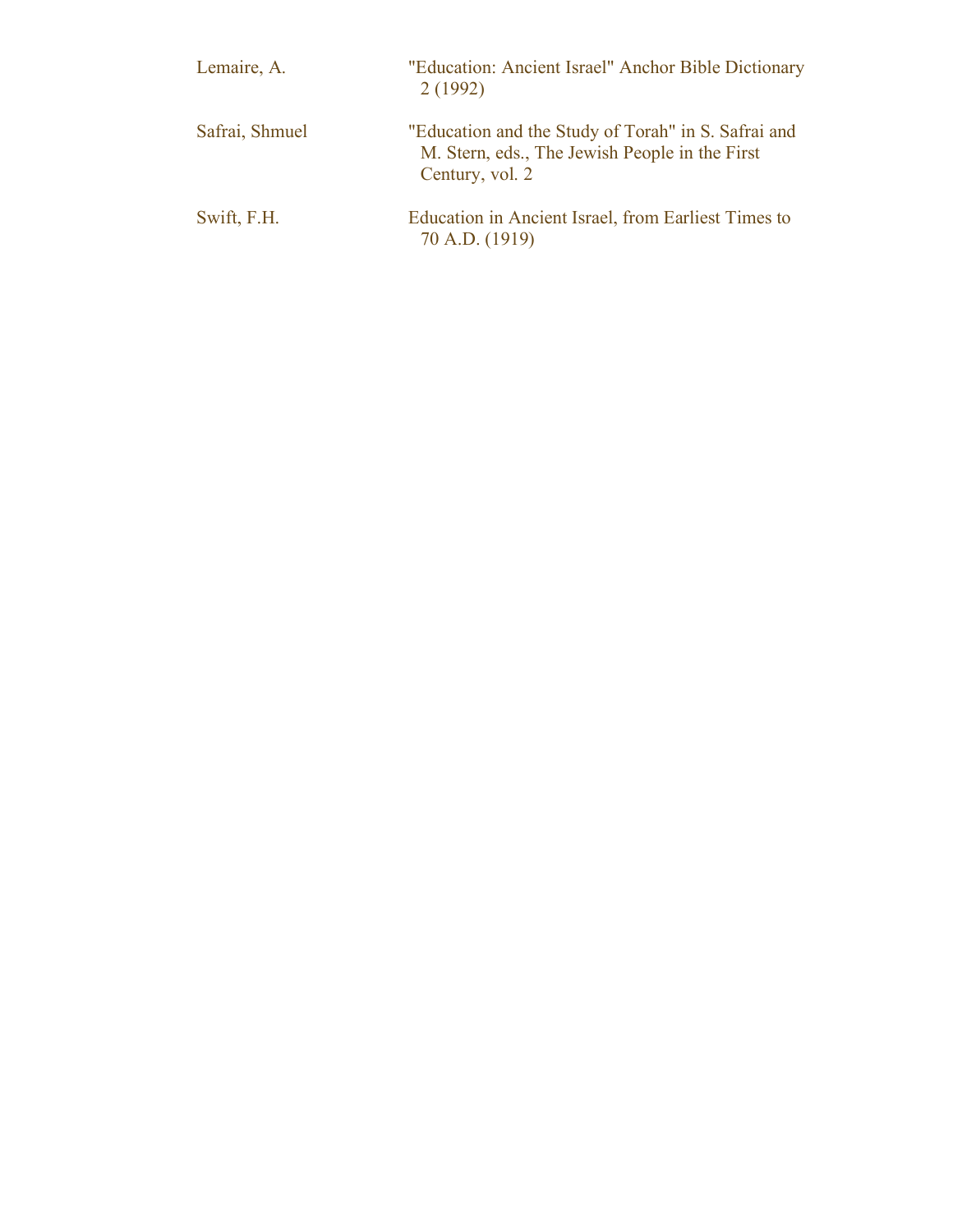| | |
|---|---|
| Lemaire, A. | "Education: Ancient Israel" Anchor Bible Dictionary 2 (1992) |
| Safrai, Shmuel | "Education and the Study of Torah" in S. Safrai and M. Stern, eds., The Jewish People in the First Century, vol. 2 |
| Swift, F.H. | Education in Ancient Israel, from Earliest Times to 70 A.D. (1919) |